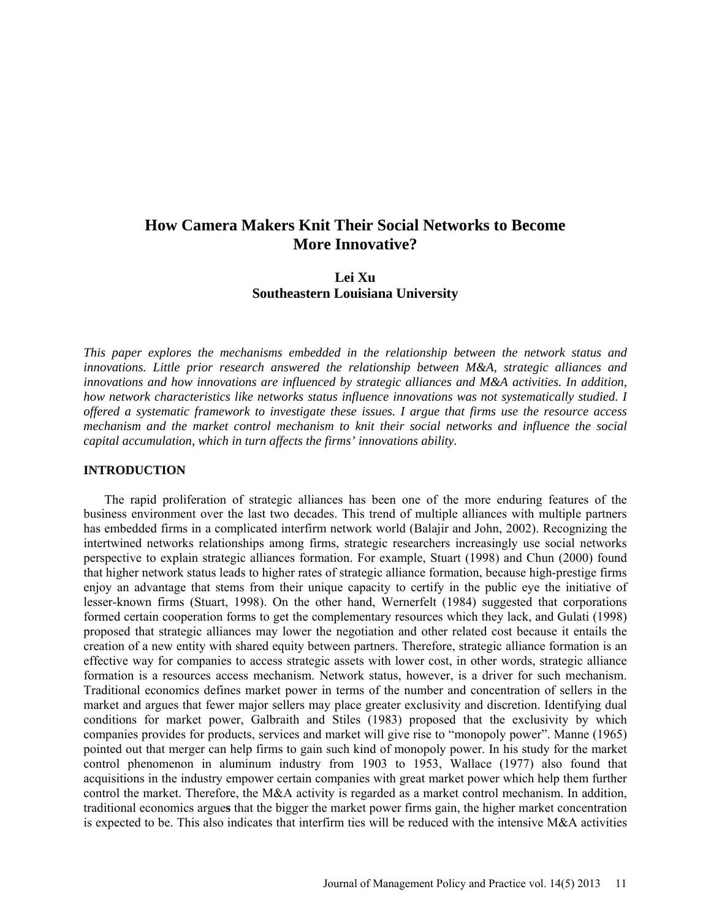# How Camera Makers Knit Their Social Networks to Become More Innovative?

**Lei Xu**
**Southeastern Louisiana University**

*This paper explores the mechanisms embedded in the relationship between the network status and innovations. Little prior research answered the relationship between M&A, strategic alliances and innovations and how innovations are influenced by strategic alliances and M&A activities. In addition, how network characteristics like networks status influence innovations was not systematically studied. I offered a systematic framework to investigate these issues. I argue that firms use the resource access mechanism and the market control mechanism to knit their social networks and influence the social capital accumulation, which in turn affects the firms' innovations ability.*

## INTRODUCTION

The rapid proliferation of strategic alliances has been one of the more enduring features of the business environment over the last two decades. This trend of multiple alliances with multiple partners has embedded firms in a complicated interfirm network world (Balajir and John, 2002). Recognizing the intertwined networks relationships among firms, strategic researchers increasingly use social networks perspective to explain strategic alliances formation. For example, Stuart (1998) and Chun (2000) found that higher network status leads to higher rates of strategic alliance formation, because high-prestige firms enjoy an advantage that stems from their unique capacity to certify in the public eye the initiative of lesser-known firms (Stuart, 1998). On the other hand, Wernerfelt (1984) suggested that corporations formed certain cooperation forms to get the complementary resources which they lack, and Gulati (1998) proposed that strategic alliances may lower the negotiation and other related cost because it entails the creation of a new entity with shared equity between partners. Therefore, strategic alliance formation is an effective way for companies to access strategic assets with lower cost, in other words, strategic alliance formation is a resources access mechanism. Network status, however, is a driver for such mechanism. Traditional economics defines market power in terms of the number and concentration of sellers in the market and argues that fewer major sellers may place greater exclusivity and discretion. Identifying dual conditions for market power, Galbraith and Stiles (1983) proposed that the exclusivity by which companies provides for products, services and market will give rise to "monopoly power". Manne (1965) pointed out that merger can help firms to gain such kind of monopoly power. In his study for the market control phenomenon in aluminum industry from 1903 to 1953, Wallace (1977) also found that acquisitions in the industry empower certain companies with great market power which help them further control the market. Therefore, the M&A activity is regarded as a market control mechanism. In addition, traditional economics argues that the bigger the market power firms gain, the higher market concentration is expected to be. This also indicates that interfirm ties will be reduced with the intensive M&A activities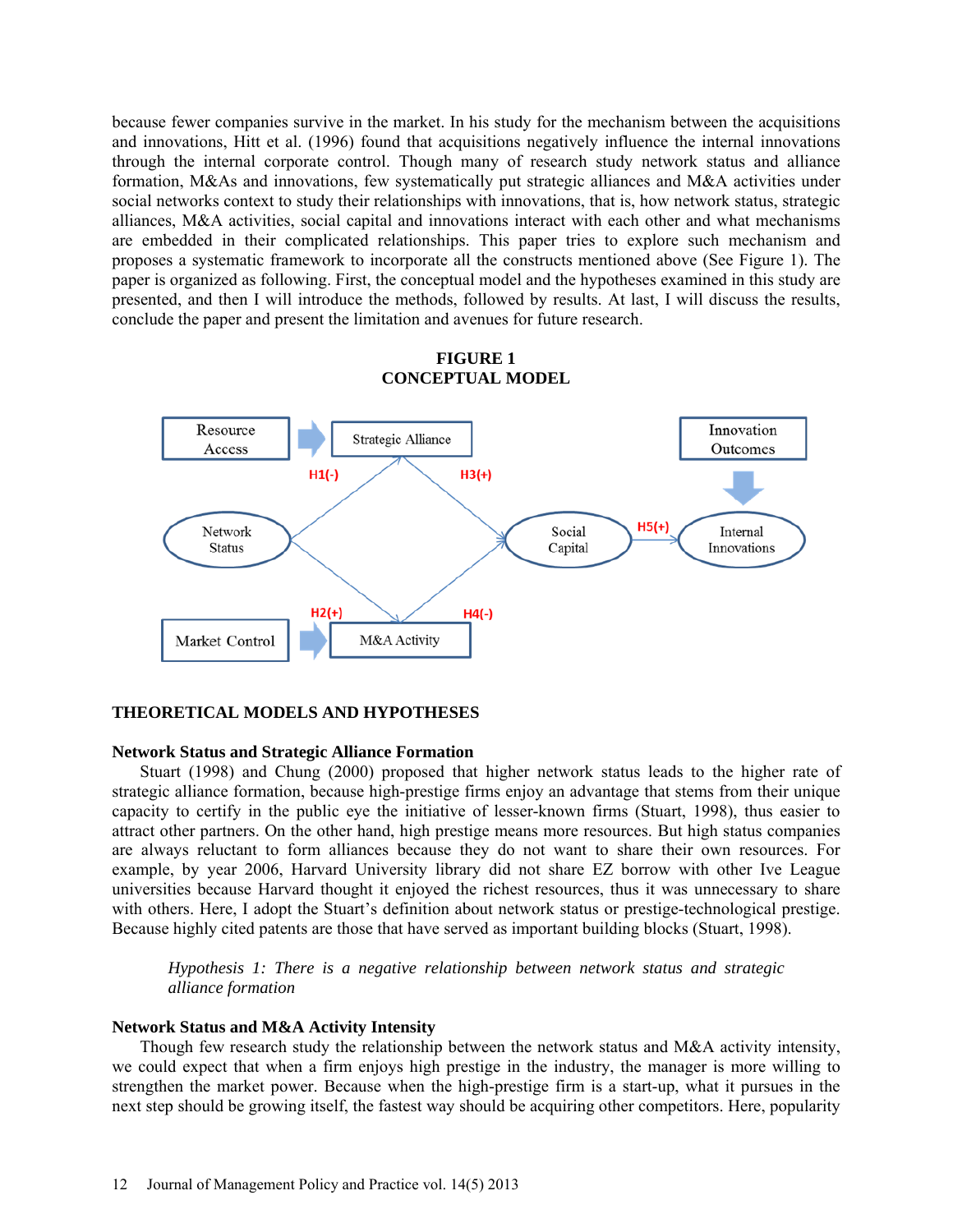because fewer companies survive in the market. In his study for the mechanism between the acquisitions and innovations, Hitt et al. (1996) found that acquisitions negatively influence the internal innovations through the internal corporate control. Though many of research study network status and alliance formation, M&As and innovations, few systematically put strategic alliances and M&A activities under social networks context to study their relationships with innovations, that is, how network status, strategic alliances, M&A activities, social capital and innovations interact with each other and what mechanisms are embedded in their complicated relationships. This paper tries to explore such mechanism and proposes a systematic framework to incorporate all the constructs mentioned above (See Figure 1). The paper is organized as following. First, the conceptual model and the hypotheses examined in this study are presented, and then I will introduce the methods, followed by results. At last, I will discuss the results, conclude the paper and present the limitation and avenues for future research.

**FIGURE 1**
**CONCEPTUAL MODEL**

Resource Access → Strategic Alliance; Market Control → M&A Activity; Innovation Outcomes → Internal Innovations

Network Status → Strategic Alliance: H1(-)
Network Status → M&A Activity: H2(+)
Strategic Alliance → Social Capital: H3(+)
M&A Activity → Social Capital: H4(-)
Social Capital → Internal Innovations: H5(+)

## THEORETICAL MODELS AND HYPOTHESES

### Network Status and Strategic Alliance Formation

Stuart (1998) and Chung (2000) proposed that higher network status leads to the higher rate of strategic alliance formation, because high-prestige firms enjoy an advantage that stems from their unique capacity to certify in the public eye the initiative of lesser-known firms (Stuart, 1998), thus easier to attract other partners. On the other hand, high prestige means more resources. But high status companies are always reluctant to form alliances because they do not want to share their own resources. For example, by year 2006, Harvard University library did not share EZ borrow with other Ive League universities because Harvard thought it enjoyed the richest resources, thus it was unnecessary to share with others. Here, I adopt the Stuart's definition about network status or prestige-technological prestige. Because highly cited patents are those that have served as important building blocks (Stuart, 1998).

> *Hypothesis 1: There is a negative relationship between network status and strategic alliance formation*

### Network Status and M&A Activity Intensity

Though few research study the relationship between the network status and M&A activity intensity, we could expect that when a firm enjoys high prestige in the industry, the manager is more willing to strengthen the market power. Because when the high-prestige firm is a start-up, what it pursues in the next step should be growing itself, the fastest way should be acquiring other competitors. Here, popularity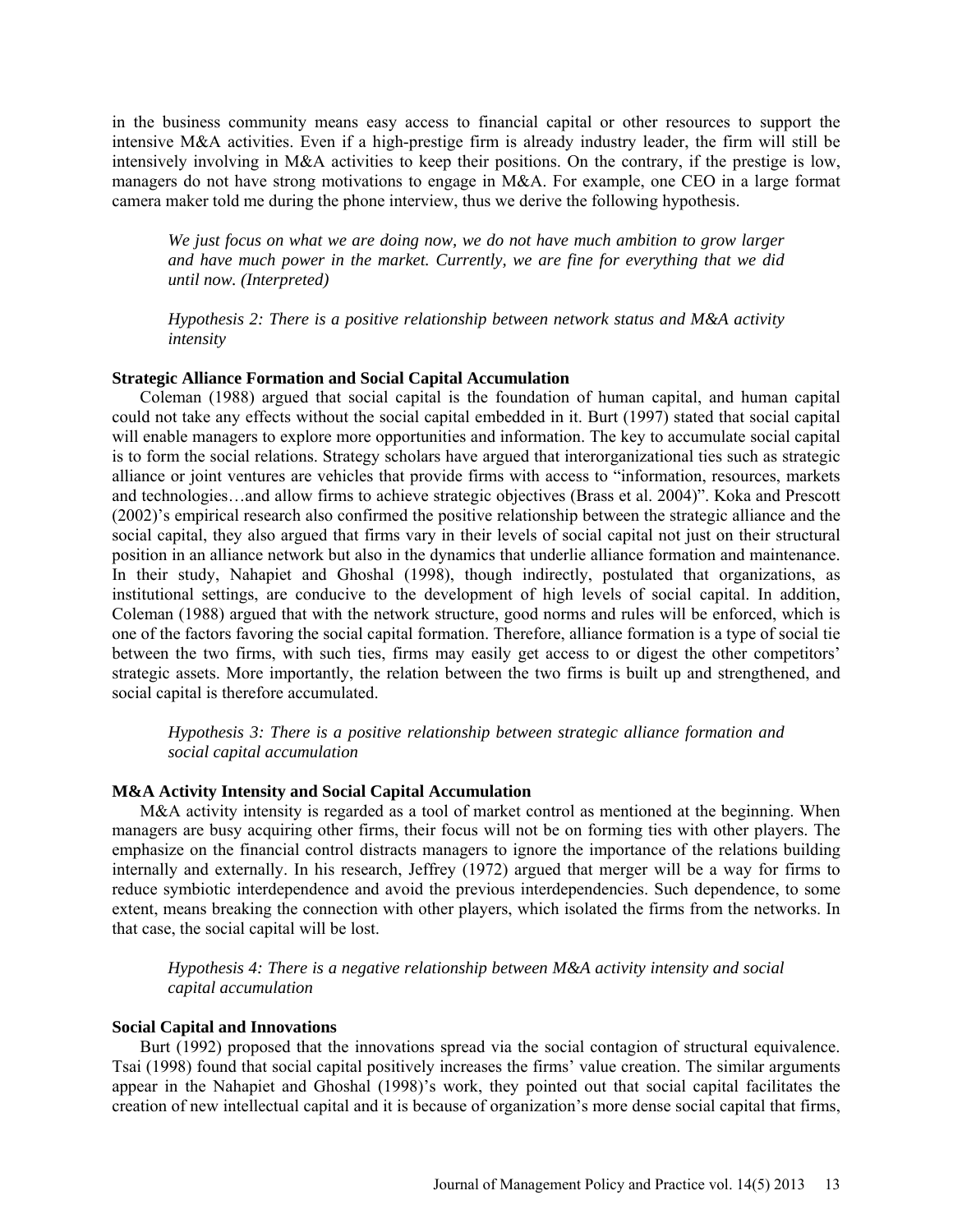in the business community means easy access to financial capital or other resources to support the intensive M&A activities. Even if a high-prestige firm is already industry leader, the firm will still be intensively involving in M&A activities to keep their positions. On the contrary, if the prestige is low, managers do not have strong motivations to engage in M&A. For example, one CEO in a large format camera maker told me during the phone interview, thus we derive the following hypothesis.

> *We just focus on what we are doing now, we do not have much ambition to grow larger and have much power in the market. Currently, we are fine for everything that we did until now. (Interpreted)*

> *Hypothesis 2: There is a positive relationship between network status and M&A activity intensity*

**Strategic Alliance Formation and Social Capital Accumulation**

Coleman (1988) argued that social capital is the foundation of human capital, and human capital could not take any effects without the social capital embedded in it. Burt (1997) stated that social capital will enable managers to explore more opportunities and information. The key to accumulate social capital is to form the social relations. Strategy scholars have argued that interorganizational ties such as strategic alliance or joint ventures are vehicles that provide firms with access to "information, resources, markets and technologies…and allow firms to achieve strategic objectives (Brass et al. 2004)". Koka and Prescott (2002)'s empirical research also confirmed the positive relationship between the strategic alliance and the social capital, they also argued that firms vary in their levels of social capital not just on their structural position in an alliance network but also in the dynamics that underlie alliance formation and maintenance. In their study, Nahapiet and Ghoshal (1998), though indirectly, postulated that organizations, as institutional settings, are conducive to the development of high levels of social capital. In addition, Coleman (1988) argued that with the network structure, good norms and rules will be enforced, which is one of the factors favoring the social capital formation. Therefore, alliance formation is a type of social tie between the two firms, with such ties, firms may easily get access to or digest the other competitors' strategic assets. More importantly, the relation between the two firms is built up and strengthened, and social capital is therefore accumulated.

> *Hypothesis 3: There is a positive relationship between strategic alliance formation and social capital accumulation*

**M&A Activity Intensity and Social Capital Accumulation**

M&A activity intensity is regarded as a tool of market control as mentioned at the beginning. When managers are busy acquiring other firms, their focus will not be on forming ties with other players. The emphasize on the financial control distracts managers to ignore the importance of the relations building internally and externally. In his research, Jeffrey (1972) argued that merger will be a way for firms to reduce symbiotic interdependence and avoid the previous interdependencies. Such dependence, to some extent, means breaking the connection with other players, which isolated the firms from the networks. In that case, the social capital will be lost.

> *Hypothesis 4: There is a negative relationship between M&A activity intensity and social capital accumulation*

**Social Capital and Innovations**

Burt (1992) proposed that the innovations spread via the social contagion of structural equivalence. Tsai (1998) found that social capital positively increases the firms' value creation. The similar arguments appear in the Nahapiet and Ghoshal (1998)'s work, they pointed out that social capital facilitates the creation of new intellectual capital and it is because of organization's more dense social capital that firms,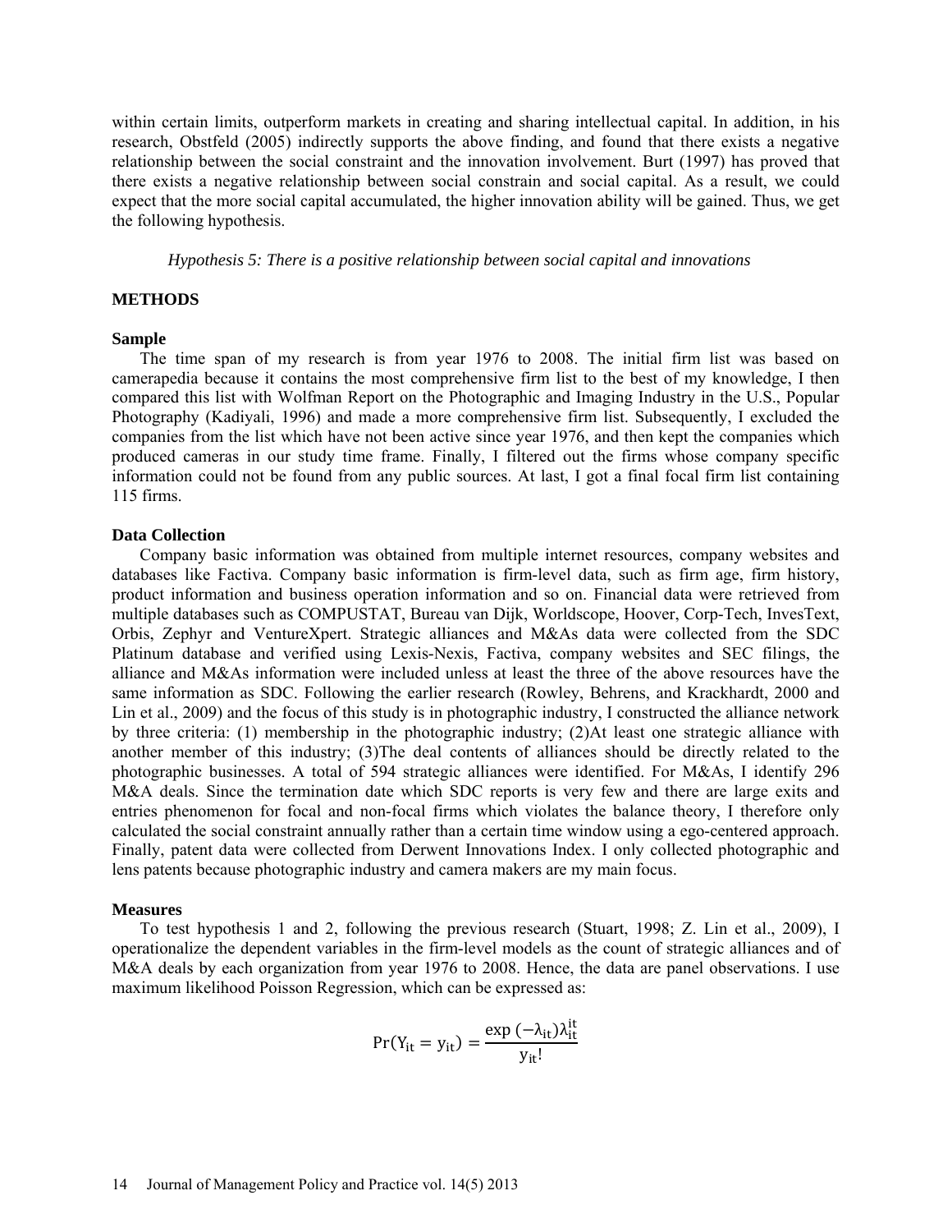within certain limits, outperform markets in creating and sharing intellectual capital. In addition, in his research, Obstfeld (2005) indirectly supports the above finding, and found that there exists a negative relationship between the social constraint and the innovation involvement. Burt (1997) has proved that there exists a negative relationship between social constrain and social capital. As a result, we could expect that the more social capital accumulated, the higher innovation ability will be gained. Thus, we get the following hypothesis.

*Hypothesis 5: There is a positive relationship between social capital and innovations*

## METHODS

### Sample

The time span of my research is from year 1976 to 2008. The initial firm list was based on camerapedia because it contains the most comprehensive firm list to the best of my knowledge, I then compared this list with Wolfman Report on the Photographic and Imaging Industry in the U.S., Popular Photography (Kadiyali, 1996) and made a more comprehensive firm list. Subsequently, I excluded the companies from the list which have not been active since year 1976, and then kept the companies which produced cameras in our study time frame. Finally, I filtered out the firms whose company specific information could not be found from any public sources. At last, I got a final focal firm list containing 115 firms.

### Data Collection

Company basic information was obtained from multiple internet resources, company websites and databases like Factiva. Company basic information is firm-level data, such as firm age, firm history, product information and business operation information and so on. Financial data were retrieved from multiple databases such as COMPUSTAT, Bureau van Dijk, Worldscope, Hoover, Corp-Tech, InvesText, Orbis, Zephyr and VentureXpert. Strategic alliances and M&As data were collected from the SDC Platinum database and verified using Lexis-Nexis, Factiva, company websites and SEC filings, the alliance and M&As information were included unless at least the three of the above resources have the same information as SDC. Following the earlier research (Rowley, Behrens, and Krackhardt, 2000 and Lin et al., 2009) and the focus of this study is in photographic industry, I constructed the alliance network by three criteria: (1) membership in the photographic industry; (2)At least one strategic alliance with another member of this industry; (3)The deal contents of alliances should be directly related to the photographic businesses. A total of 594 strategic alliances were identified. For M&As, I identify 296 M&A deals. Since the termination date which SDC reports is very few and there are large exits and entries phenomenon for focal and non-focal firms which violates the balance theory, I therefore only calculated the social constraint annually rather than a certain time window using a ego-centered approach. Finally, patent data were collected from Derwent Innovations Index. I only collected photographic and lens patents because photographic industry and camera makers are my main focus.

### Measures

To test hypothesis 1 and 2, following the previous research (Stuart, 1998; Z. Lin et al., 2009), I operationalize the dependent variables in the firm-level models as the count of strategic alliances and of M&A deals by each organization from year 1976 to 2008. Hence, the data are panel observations. I use maximum likelihood Poisson Regression, which can be expressed as:

$$\Pr(Y_{it} = y_{it}) = \frac{\exp(-\lambda_{it})\lambda_{it}^{it}}{y_{it}!}$$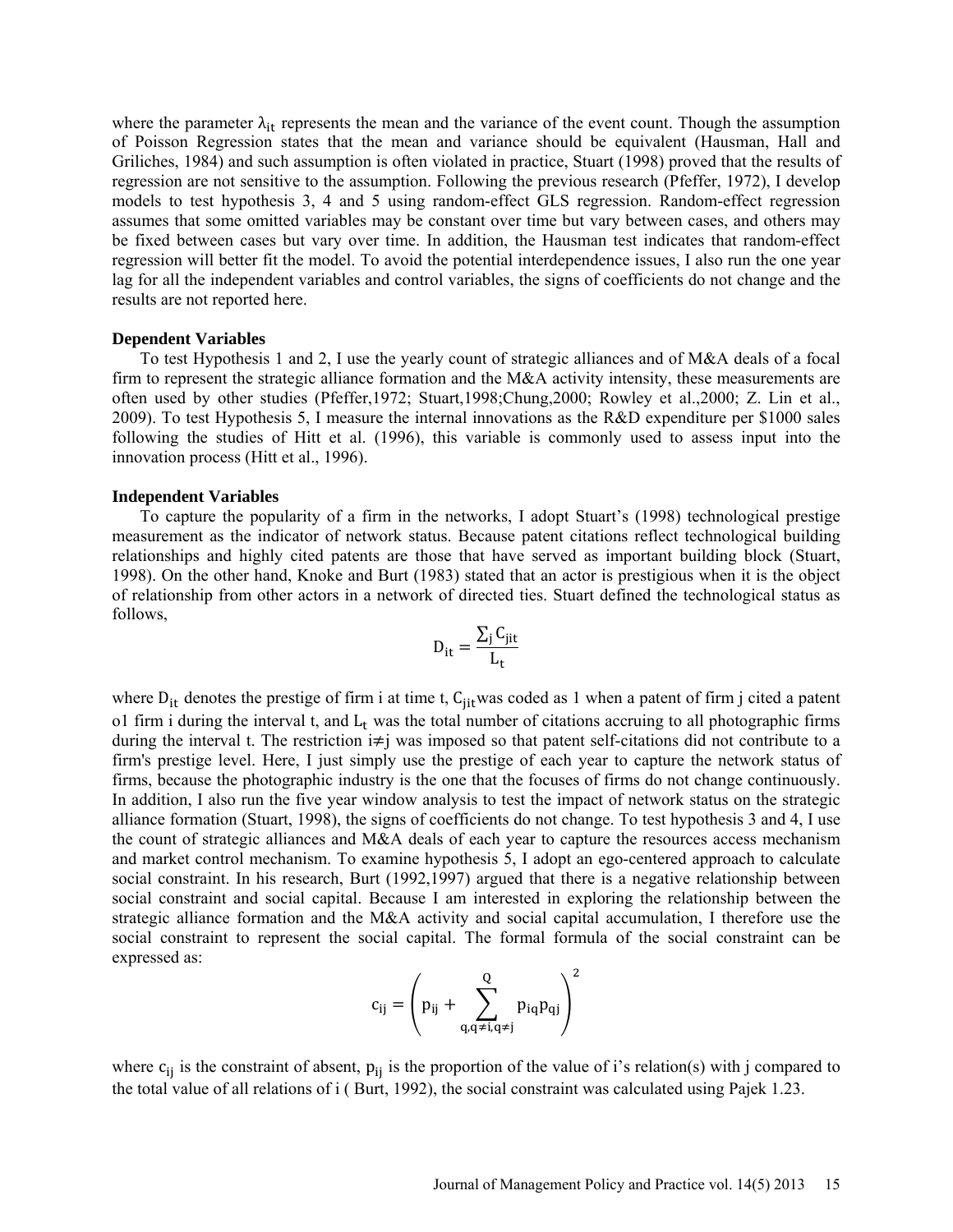where the parameter $\lambda_{it}$ represents the mean and the variance of the event count. Though the assumption of Poisson Regression states that the mean and variance should be equivalent (Hausman, Hall and Griliches, 1984) and such assumption is often violated in practice, Stuart (1998) proved that the results of regression are not sensitive to the assumption. Following the previous research (Pfeffer, 1972), I develop models to test hypothesis 3, 4 and 5 using random-effect GLS regression. Random-effect regression assumes that some omitted variables may be constant over time but vary between cases, and others may be fixed between cases but vary over time. In addition, the Hausman test indicates that random-effect regression will better fit the model. To avoid the potential interdependence issues, I also run the one year lag for all the independent variables and control variables, the signs of coefficients do not change and the results are not reported here.

**Dependent Variables**

To test Hypothesis 1 and 2, I use the yearly count of strategic alliances and of M&A deals of a focal firm to represent the strategic alliance formation and the M&A activity intensity, these measurements are often used by other studies (Pfeffer,1972; Stuart,1998;Chung,2000; Rowley et al.,2000; Z. Lin et al., 2009). To test Hypothesis 5, I measure the internal innovations as the R&D expenditure per $1000 sales following the studies of Hitt et al. (1996), this variable is commonly used to assess input into the innovation process (Hitt et al., 1996).

**Independent Variables**

To capture the popularity of a firm in the networks, I adopt Stuart's (1998) technological prestige measurement as the indicator of network status. Because patent citations reflect technological building relationships and highly cited patents are those that have served as important building block (Stuart, 1998). On the other hand, Knoke and Burt (1983) stated that an actor is prestigious when it is the object of relationship from other actors in a network of directed ties. Stuart defined the technological status as follows,

$$D_{it} = \frac{\sum_j C_{jit}}{L_t}$$

where $D_{it}$ denotes the prestige of firm i at time t, $C_{jit}$ was coded as 1 when a patent of firm j cited a patent o1 firm i during the interval t, and $L_t$ was the total number of citations accruing to all photographic firms during the interval t. The restriction i≠j was imposed so that patent self-citations did not contribute to a firm's prestige level. Here, I just simply use the prestige of each year to capture the network status of firms, because the photographic industry is the one that the focuses of firms do not change continuously. In addition, I also run the five year window analysis to test the impact of network status on the strategic alliance formation (Stuart, 1998), the signs of coefficients do not change. To test hypothesis 3 and 4, I use the count of strategic alliances and M&A deals of each year to capture the resources access mechanism and market control mechanism. To examine hypothesis 5, I adopt an ego-centered approach to calculate social constraint. In his research, Burt (1992,1997) argued that there is a negative relationship between social constraint and social capital. Because I am interested in exploring the relationship between the strategic alliance formation and the M&A activity and social capital accumulation, I therefore use the social constraint to represent the social capital. The formal formula of the social constraint can be expressed as:

$$c_{ij} = \left( p_{ij} + \sum_{q, q \neq i, q \neq j}^{Q} p_{iq} p_{qj} \right)^2$$

where $c_{ij}$ is the constraint of absent, $p_{ij}$ is the proportion of the value of i's relation(s) with j compared to the total value of all relations of i ( Burt, 1992), the social constraint was calculated using Pajek 1.23.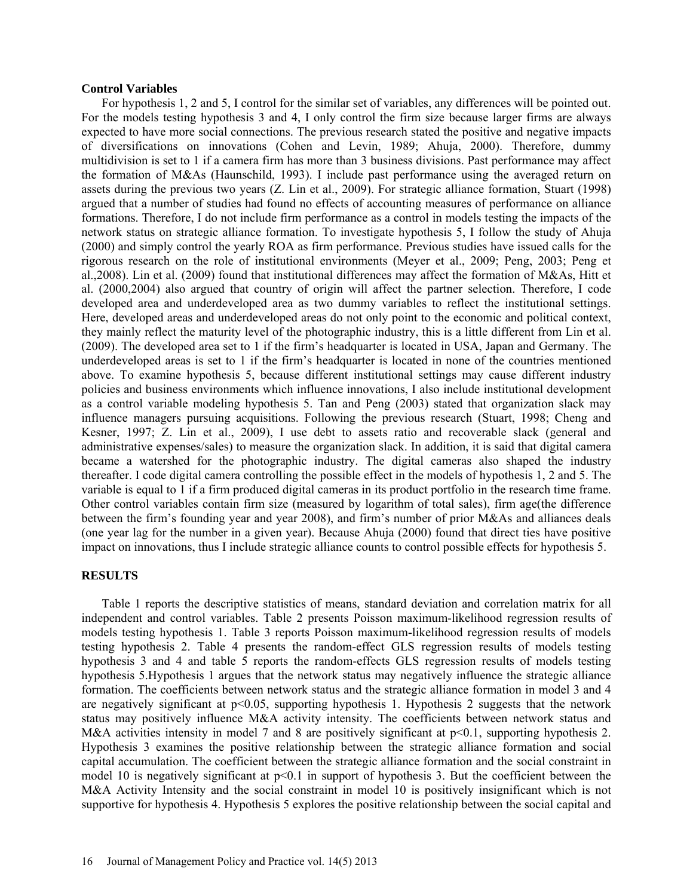**Control Variables**

For hypothesis 1, 2 and 5, I control for the similar set of variables, any differences will be pointed out. For the models testing hypothesis 3 and 4, I only control the firm size because larger firms are always expected to have more social connections. The previous research stated the positive and negative impacts of diversifications on innovations (Cohen and Levin, 1989; Ahuja, 2000). Therefore, dummy multidivision is set to 1 if a camera firm has more than 3 business divisions. Past performance may affect the formation of M&As (Haunschild, 1993). I include past performance using the averaged return on assets during the previous two years (Z. Lin et al., 2009). For strategic alliance formation, Stuart (1998) argued that a number of studies had found no effects of accounting measures of performance on alliance formations. Therefore, I do not include firm performance as a control in models testing the impacts of the network status on strategic alliance formation. To investigate hypothesis 5, I follow the study of Ahuja (2000) and simply control the yearly ROA as firm performance. Previous studies have issued calls for the rigorous research on the role of institutional environments (Meyer et al., 2009; Peng, 2003; Peng et al.,2008). Lin et al. (2009) found that institutional differences may affect the formation of M&As, Hitt et al. (2000,2004) also argued that country of origin will affect the partner selection. Therefore, I code developed area and underdeveloped area as two dummy variables to reflect the institutional settings. Here, developed areas and underdeveloped areas do not only point to the economic and political context, they mainly reflect the maturity level of the photographic industry, this is a little different from Lin et al. (2009). The developed area set to 1 if the firm's headquarter is located in USA, Japan and Germany. The underdeveloped areas is set to 1 if the firm's headquarter is located in none of the countries mentioned above. To examine hypothesis 5, because different institutional settings may cause different industry policies and business environments which influence innovations, I also include institutional development as a control variable modeling hypothesis 5. Tan and Peng (2003) stated that organization slack may influence managers pursuing acquisitions. Following the previous research (Stuart, 1998; Cheng and Kesner, 1997; Z. Lin et al., 2009), I use debt to assets ratio and recoverable slack (general and administrative expenses/sales) to measure the organization slack. In addition, it is said that digital camera became a watershed for the photographic industry. The digital cameras also shaped the industry thereafter. I code digital camera controlling the possible effect in the models of hypothesis 1, 2 and 5. The variable is equal to 1 if a firm produced digital cameras in its product portfolio in the research time frame. Other control variables contain firm size (measured by logarithm of total sales), firm age(the difference between the firm's founding year and year 2008), and firm's number of prior M&As and alliances deals (one year lag for the number in a given year). Because Ahuja (2000) found that direct ties have positive impact on innovations, thus I include strategic alliance counts to control possible effects for hypothesis 5.

## RESULTS

Table 1 reports the descriptive statistics of means, standard deviation and correlation matrix for all independent and control variables. Table 2 presents Poisson maximum-likelihood regression results of models testing hypothesis 1. Table 3 reports Poisson maximum-likelihood regression results of models testing hypothesis 2. Table 4 presents the random-effect GLS regression results of models testing hypothesis 3 and 4 and table 5 reports the random-effects GLS regression results of models testing hypothesis 5.Hypothesis 1 argues that the network status may negatively influence the strategic alliance formation. The coefficients between network status and the strategic alliance formation in model 3 and 4 are negatively significant at $p<0.05$, supporting hypothesis 1. Hypothesis 2 suggests that the network status may positively influence M&A activity intensity. The coefficients between network status and M&A activities intensity in model 7 and 8 are positively significant at $p<0.1$, supporting hypothesis 2. Hypothesis 3 examines the positive relationship between the strategic alliance formation and social capital accumulation. The coefficient between the strategic alliance formation and the social constraint in model 10 is negatively significant at $p<0.1$ in support of hypothesis 3. But the coefficient between the M&A Activity Intensity and the social constraint in model 10 is positively insignificant which is not supportive for hypothesis 4. Hypothesis 5 explores the positive relationship between the social capital and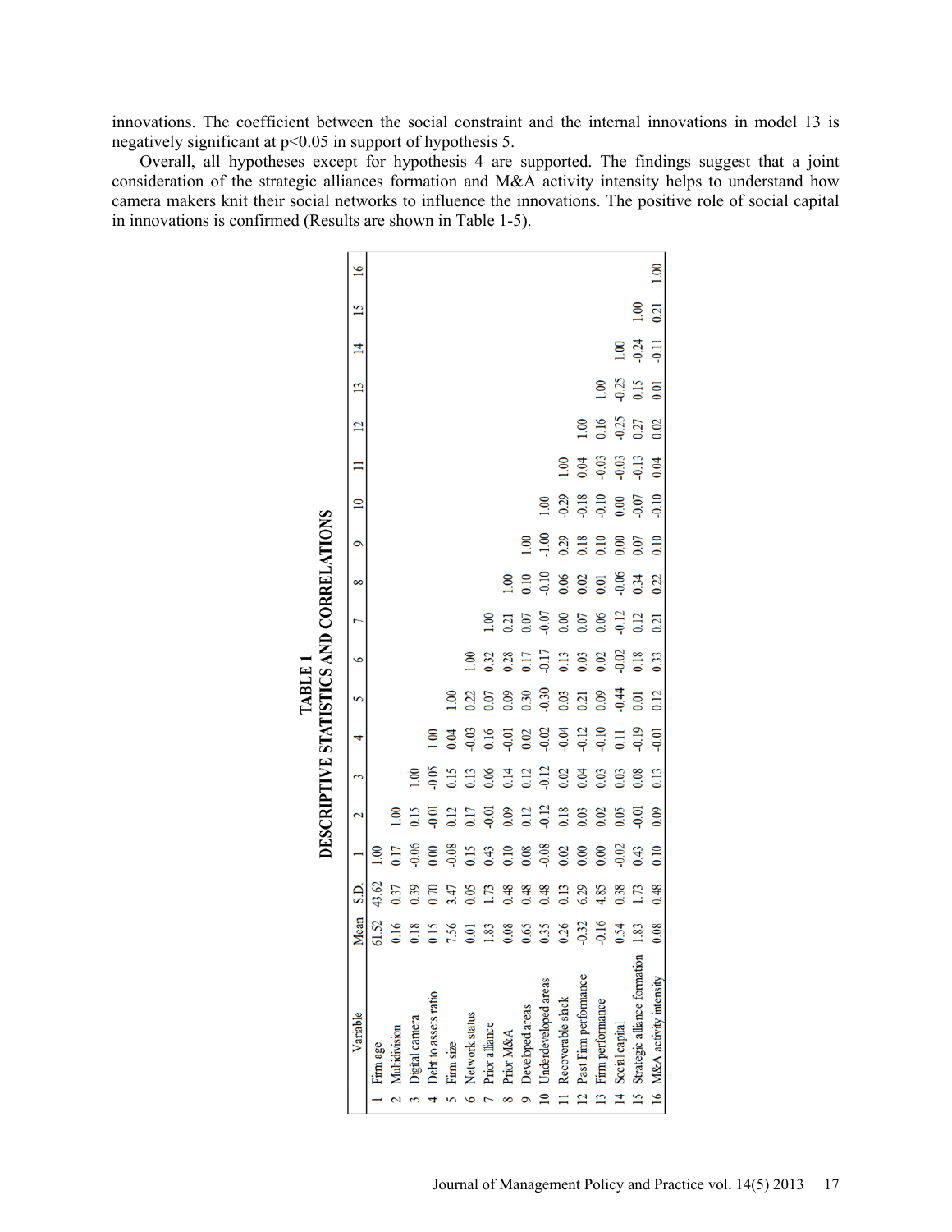innovations. The coefficient between the social constraint and the internal innovations in model 13 is negatively significant at $p<0.05$ in support of hypothesis 5.

Overall, all hypotheses except for hypothesis 4 are supported. The findings suggest that a joint consideration of the strategic alliances formation and M&A activity intensity helps to understand how camera makers knit their social networks to influence the innovations. The positive role of social capital in innovations is confirmed (Results are shown in Table 1-5).

**TABLE 1**
**DESCRIPTIVE STATISTICS AND CORRELATIONS**

| | Variable | Mean | S.D. | 1 | 2 | 3 | 4 | 5 | 6 | 7 | 8 | 9 | 10 | 11 | 12 | 13 | 14 | 15 | 16 |
|---|---|---|---|---|---|---|---|---|---|---|---|---|---|---|---|---|---|---|---|
| 1 | Firm age | 61.52 | 43.62 | 1.00 | | | | | | | | | | | | | | | |
| 2 | Multidivision | 0.16 | 0.37 | 0.17 | 1.00 | | | | | | | | | | | | | | |
| 3 | Digital camera | 0.18 | 0.39 | -0.06 | 0.15 | 1.00 | | | | | | | | | | | | | |
| 4 | Debt to assets ratio | 0.15 | 0.70 | 0.00 | -0.01 | -0.05 | 1.00 | | | | | | | | | | | | |
| 5 | Firm size | 7.56 | 3.47 | -0.08 | 0.12 | 0.15 | 0.04 | 1.00 | | | | | | | | | | | |
| 6 | Network status | 0.01 | 0.05 | 0.15 | 0.17 | 0.13 | -0.03 | 0.22 | 1.00 | | | | | | | | | | |
| 7 | Prior alliance | 1.83 | 1.73 | 0.43 | -0.01 | 0.06 | 0.16 | 0.07 | 0.32 | 1.00 | | | | | | | | | |
| 8 | Prior M&A | 0.08 | 0.48 | 0.10 | 0.09 | 0.14 | -0.01 | 0.09 | 0.28 | 0.21 | 1.00 | | | | | | | | |
| 9 | Developed areas | 0.65 | 0.48 | 0.08 | 0.12 | 0.12 | 0.02 | 0.30 | 0.17 | 0.07 | 0.10 | 1.00 | | | | | | | |
| 10 | Underdeveloped areas | 0.35 | 0.48 | -0.08 | -0.12 | -0.12 | -0.02 | -0.30 | -0.17 | -0.07 | -0.10 | -1.00 | 1.00 | | | | | | |
| 11 | Recoverable slack | 0.26 | 0.13 | 0.02 | 0.18 | 0.02 | -0.04 | 0.03 | 0.13 | 0.00 | 0.06 | 0.29 | -0.29 | 1.00 | | | | | |
| 12 | Past Firm performance | -0.32 | 6.29 | 0.00 | 0.03 | 0.04 | -0.12 | 0.21 | 0.03 | 0.07 | 0.02 | 0.18 | -0.18 | 0.04 | 1.00 | | | | |
| 13 | Firm performance | -0.16 | 4.85 | 0.00 | 0.02 | 0.03 | -0.10 | 0.09 | 0.02 | 0.06 | 0.01 | 0.10 | -0.10 | -0.03 | 0.16 | 1.00 | | | |
| 14 | Social capital | 0.54 | 0.38 | -0.02 | 0.05 | 0.03 | 0.11 | -0.44 | -0.02 | -0.12 | -0.06 | 0.00 | 0.00 | -0.03 | -0.25 | -0.25 | 1.00 | | |
| 15 | Strategic alliance formation | 1.83 | 1.73 | 0.43 | -0.01 | 0.08 | -0.19 | 0.01 | 0.18 | 0.12 | 0.34 | 0.07 | -0.07 | -0.13 | 0.27 | 0.15 | -0.24 | 1.00 | |
| 16 | M&A activity intensity | 0.08 | 0.48 | 0.10 | 0.09 | 0.13 | -0.01 | 0.12 | 0.33 | 0.21 | 0.22 | 0.10 | -0.10 | 0.04 | 0.02 | 0.01 | -0.11 | 0.21 | 1.00 |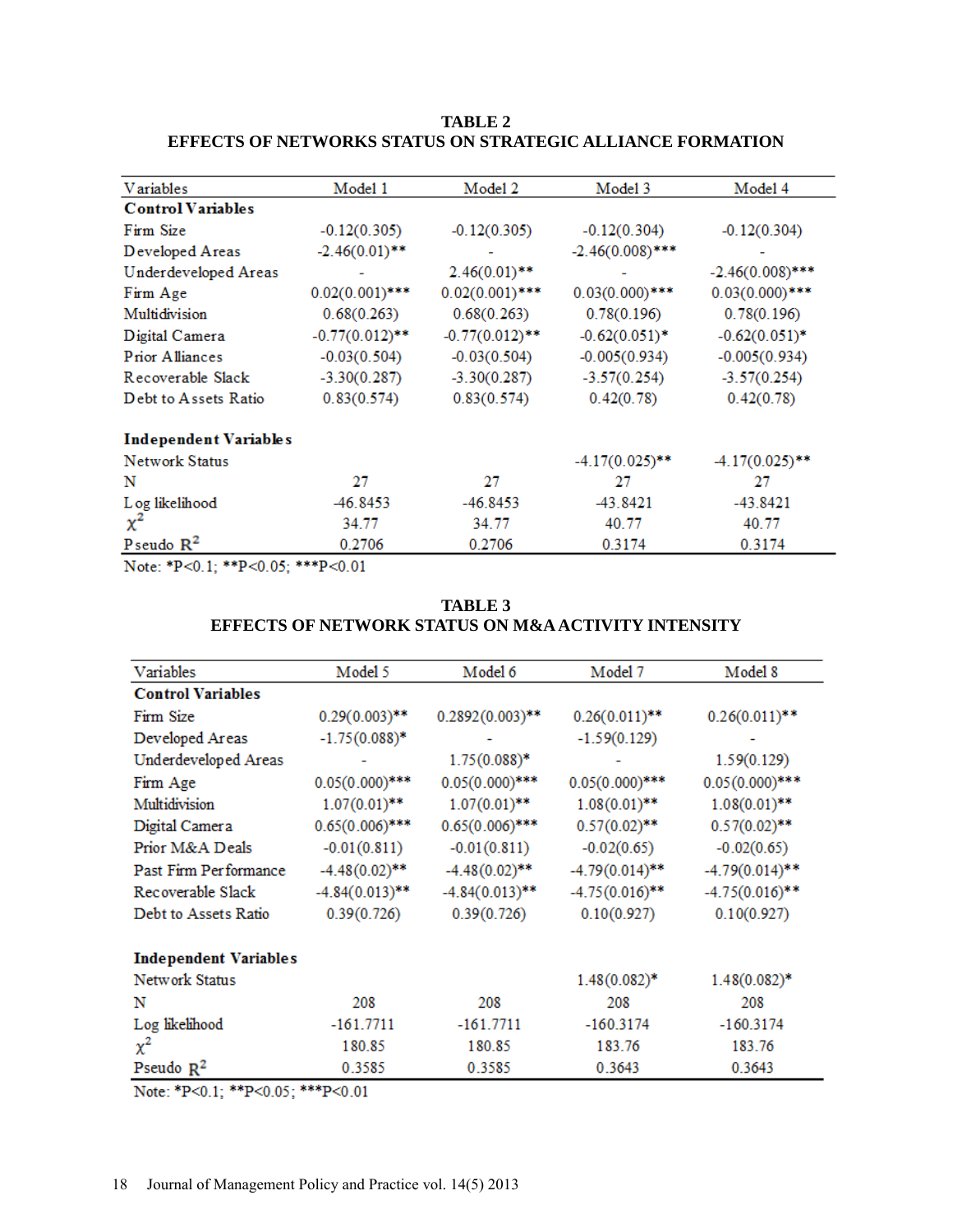**TABLE 2**
**EFFECTS OF NETWORKS STATUS ON STRATEGIC ALLIANCE FORMATION**

| Variables | Model 1 | Model 2 | Model 3 | Model 4 |
|---|---|---|---|---|
| **Control Variables** | | | | |
| Firm Size | -0.12(0.305) | -0.12(0.305) | -0.12(0.304) | -0.12(0.304) |
| Developed Areas | -2.46(0.01)** | - | -2.46(0.008)*** | - |
| Underdeveloped Areas | - | 2.46(0.01)** | - | -2.46(0.008)*** |
| Firm Age | 0.02(0.001)*** | 0.02(0.001)*** | 0.03(0.000)*** | 0.03(0.000)*** |
| Multidivision | 0.68(0.263) | 0.68(0.263) | 0.78(0.196) | 0.78(0.196) |
| Digital Camera | -0.77(0.012)** | -0.77(0.012)** | -0.62(0.051)* | -0.62(0.051)* |
| Prior Alliances | -0.03(0.504) | -0.03(0.504) | -0.005(0.934) | -0.005(0.934) |
| Recoverable Slack | -3.30(0.287) | -3.30(0.287) | -3.57(0.254) | -3.57(0.254) |
| Debt to Assets Ratio | 0.83(0.574) | 0.83(0.574) | 0.42(0.78) | 0.42(0.78) |
| **Independent Variables** | | | | |
| Network Status | | | -4.17(0.025)** | -4.17(0.025)** |
| N | 27 | 27 | 27 | 27 |
| Log likelihood | -46.8453 | -46.8453 | -43.8421 | -43.8421 |
| $\chi^2$ | 34.77 | 34.77 | 40.77 | 40.77 |
| Pseudo $R^2$ | 0.2706 | 0.2706 | 0.3174 | 0.3174 |

Note: *P<0.1; **P<0.05; ***P<0.01

**TABLE 3**
**EFFECTS OF NETWORK STATUS ON M&A ACTIVITY INTENSITY**

| Variables | Model 5 | Model 6 | Model 7 | Model 8 |
|---|---|---|---|---|
| **Control Variables** | | | | |
| Firm Size | 0.29(0.003)** | 0.2892(0.003)** | 0.26(0.011)** | 0.26(0.011)** |
| Developed Areas | -1.75(0.088)* | - | -1.59(0.129) | - |
| Underdeveloped Areas | - | 1.75(0.088)* | - | 1.59(0.129) |
| Firm Age | 0.05(0.000)*** | 0.05(0.000)*** | 0.05(0.000)*** | 0.05(0.000)*** |
| Multidivision | 1.07(0.01)** | 1.07(0.01)** | 1.08(0.01)** | 1.08(0.01)** |
| Digital Camera | 0.65(0.006)*** | 0.65(0.006)*** | 0.57(0.02)** | 0.57(0.02)** |
| Prior M&A Deals | -0.01(0.811) | -0.01(0.811) | -0.02(0.65) | -0.02(0.65) |
| Past Firm Performance | -4.48(0.02)** | -4.48(0.02)** | -4.79(0.014)** | -4.79(0.014)** |
| Recoverable Slack | -4.84(0.013)** | -4.84(0.013)** | -4.75(0.016)** | -4.75(0.016)** |
| Debt to Assets Ratio | 0.39(0.726) | 0.39(0.726) | 0.10(0.927) | 0.10(0.927) |
| **Independent Variables** | | | | |
| Network Status | | | 1.48(0.082)* | 1.48(0.082)* |
| N | 208 | 208 | 208 | 208 |
| Log likelihood | -161.7711 | -161.7711 | -160.3174 | -160.3174 |
| $\chi^2$ | 180.85 | 180.85 | 183.76 | 183.76 |
| Pseudo $R^2$ | 0.3585 | 0.3585 | 0.3643 | 0.3643 |

Note: *P<0.1; **P<0.05; ***P<0.01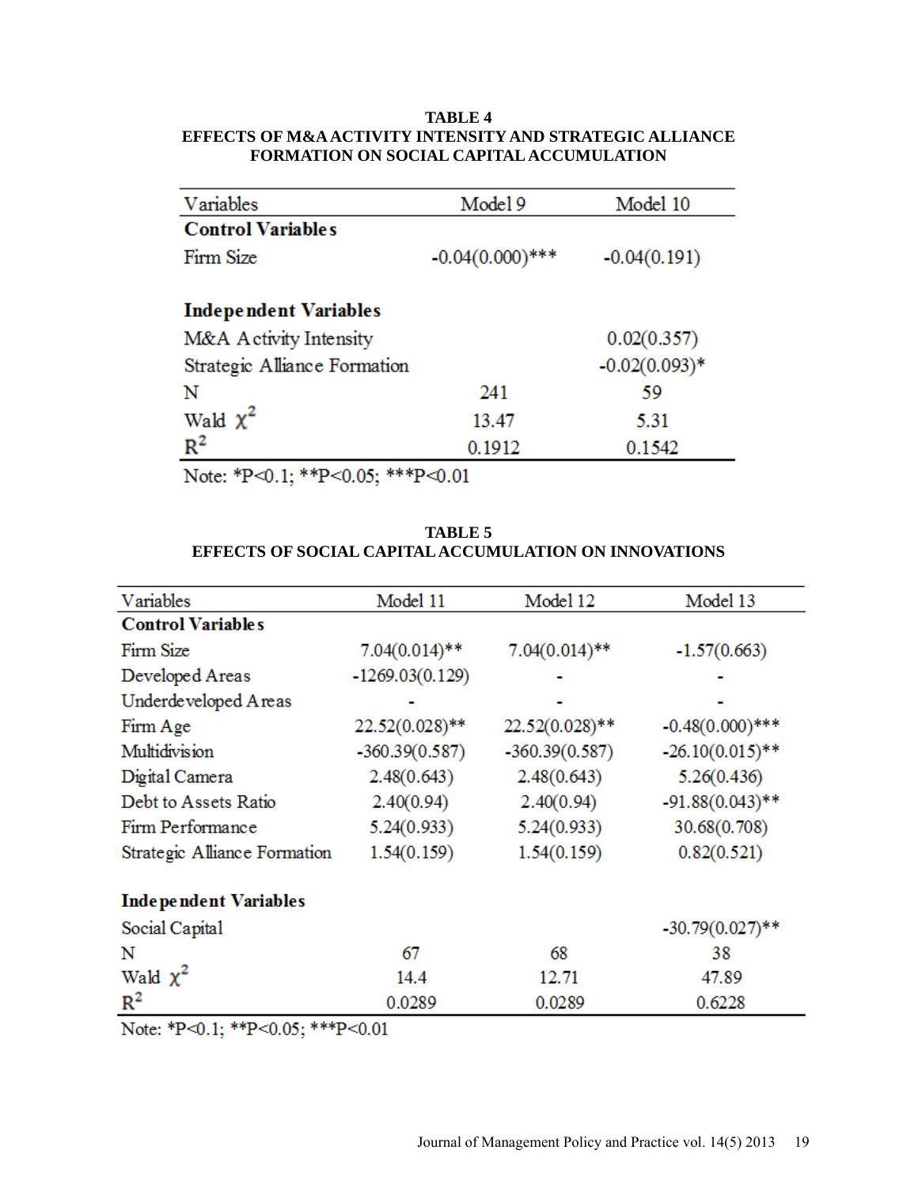**TABLE 4**
**EFFECTS OF M&A ACTIVITY INTENSITY AND STRATEGIC ALLIANCE FORMATION ON SOCIAL CAPITAL ACCUMULATION**

| Variables | Model 9 | Model 10 |
|---|---|---|
| **Control Variables** | | |
| Firm Size | -0.04(0.000)*** | -0.04(0.191) |
| | | |
| **Independent Variables** | | |
| M&A Activity Intensity | | 0.02(0.357) |
| Strategic Alliance Formation | | -0.02(0.093)* |
| N | 241 | 59 |
| Wald $\chi^2$ | 13.47 | 5.31 |
| $R^2$ | 0.1912 | 0.1542 |

Note: *P<0.1; **P<0.05; ***P<0.01

**TABLE 5**
**EFFECTS OF SOCIAL CAPITAL ACCUMULATION ON INNOVATIONS**

| Variables | Model 11 | Model 12 | Model 13 |
|---|---|---|---|
| **Control Variables** | | | |
| Firm Size | 7.04(0.014)** | 7.04(0.014)** | -1.57(0.663) |
| Developed Areas | -1269.03(0.129) | - | - |
| Underdeveloped Areas | - | - | - |
| Firm Age | 22.52(0.028)** | 22.52(0.028)** | -0.48(0.000)*** |
| Multidivision | -360.39(0.587) | -360.39(0.587) | -26.10(0.015)** |
| Digital Camera | 2.48(0.643) | 2.48(0.643) | 5.26(0.436) |
| Debt to Assets Ratio | 2.40(0.94) | 2.40(0.94) | -91.88(0.043)** |
| Firm Performance | 5.24(0.933) | 5.24(0.933) | 30.68(0.708) |
| Strategic Alliance Formation | 1.54(0.159) | 1.54(0.159) | 0.82(0.521) |
| | | | |
| **Independent Variables** | | | |
| Social Capital | | | -30.79(0.027)** |
| N | 67 | 68 | 38 |
| Wald $\chi^2$ | 14.4 | 12.71 | 47.89 |
| $R^2$ | 0.0289 | 0.0289 | 0.6228 |

Note: *P<0.1; **P<0.05; ***P<0.01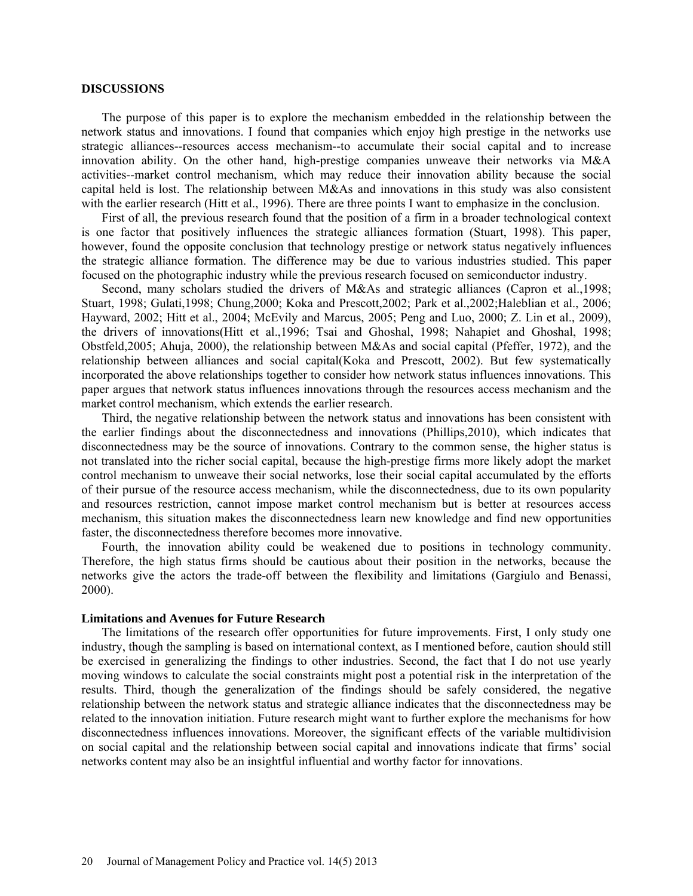## DISCUSSIONS

The purpose of this paper is to explore the mechanism embedded in the relationship between the network status and innovations. I found that companies which enjoy high prestige in the networks use strategic alliances--resources access mechanism--to accumulate their social capital and to increase innovation ability. On the other hand, high-prestige companies unweave their networks via M&A activities--market control mechanism, which may reduce their innovation ability because the social capital held is lost. The relationship between M&As and innovations in this study was also consistent with the earlier research (Hitt et al., 1996). There are three points I want to emphasize in the conclusion.

First of all, the previous research found that the position of a firm in a broader technological context is one factor that positively influences the strategic alliances formation (Stuart, 1998). This paper, however, found the opposite conclusion that technology prestige or network status negatively influences the strategic alliance formation. The difference may be due to various industries studied. This paper focused on the photographic industry while the previous research focused on semiconductor industry.

Second, many scholars studied the drivers of M&As and strategic alliances (Capron et al.,1998; Stuart, 1998; Gulati,1998; Chung,2000; Koka and Prescott,2002; Park et al.,2002;Haleblian et al., 2006; Hayward, 2002; Hitt et al., 2004; McEvily and Marcus, 2005; Peng and Luo, 2000; Z. Lin et al., 2009), the drivers of innovations(Hitt et al.,1996; Tsai and Ghoshal, 1998; Nahapiet and Ghoshal, 1998; Obstfeld,2005; Ahuja, 2000), the relationship between M&As and social capital (Pfeffer, 1972), and the relationship between alliances and social capital(Koka and Prescott, 2002). But few systematically incorporated the above relationships together to consider how network status influences innovations. This paper argues that network status influences innovations through the resources access mechanism and the market control mechanism, which extends the earlier research.

Third, the negative relationship between the network status and innovations has been consistent with the earlier findings about the disconnectedness and innovations (Phillips,2010), which indicates that disconnectedness may be the source of innovations. Contrary to the common sense, the higher status is not translated into the richer social capital, because the high-prestige firms more likely adopt the market control mechanism to unweave their social networks, lose their social capital accumulated by the efforts of their pursue of the resource access mechanism, while the disconnectedness, due to its own popularity and resources restriction, cannot impose market control mechanism but is better at resources access mechanism, this situation makes the disconnectedness learn new knowledge and find new opportunities faster, the disconnectedness therefore becomes more innovative.

Fourth, the innovation ability could be weakened due to positions in technology community. Therefore, the high status firms should be cautious about their position in the networks, because the networks give the actors the trade-off between the flexibility and limitations (Gargiulo and Benassi, 2000).

### Limitations and Avenues for Future Research

The limitations of the research offer opportunities for future improvements. First, I only study one industry, though the sampling is based on international context, as I mentioned before, caution should still be exercised in generalizing the findings to other industries. Second, the fact that I do not use yearly moving windows to calculate the social constraints might post a potential risk in the interpretation of the results. Third, though the generalization of the findings should be safely considered, the negative relationship between the network status and strategic alliance indicates that the disconnectedness may be related to the innovation initiation. Future research might want to further explore the mechanisms for how disconnectedness influences innovations. Moreover, the significant effects of the variable multidivision on social capital and the relationship between social capital and innovations indicate that firms' social networks content may also be an insightful influential and worthy factor for innovations.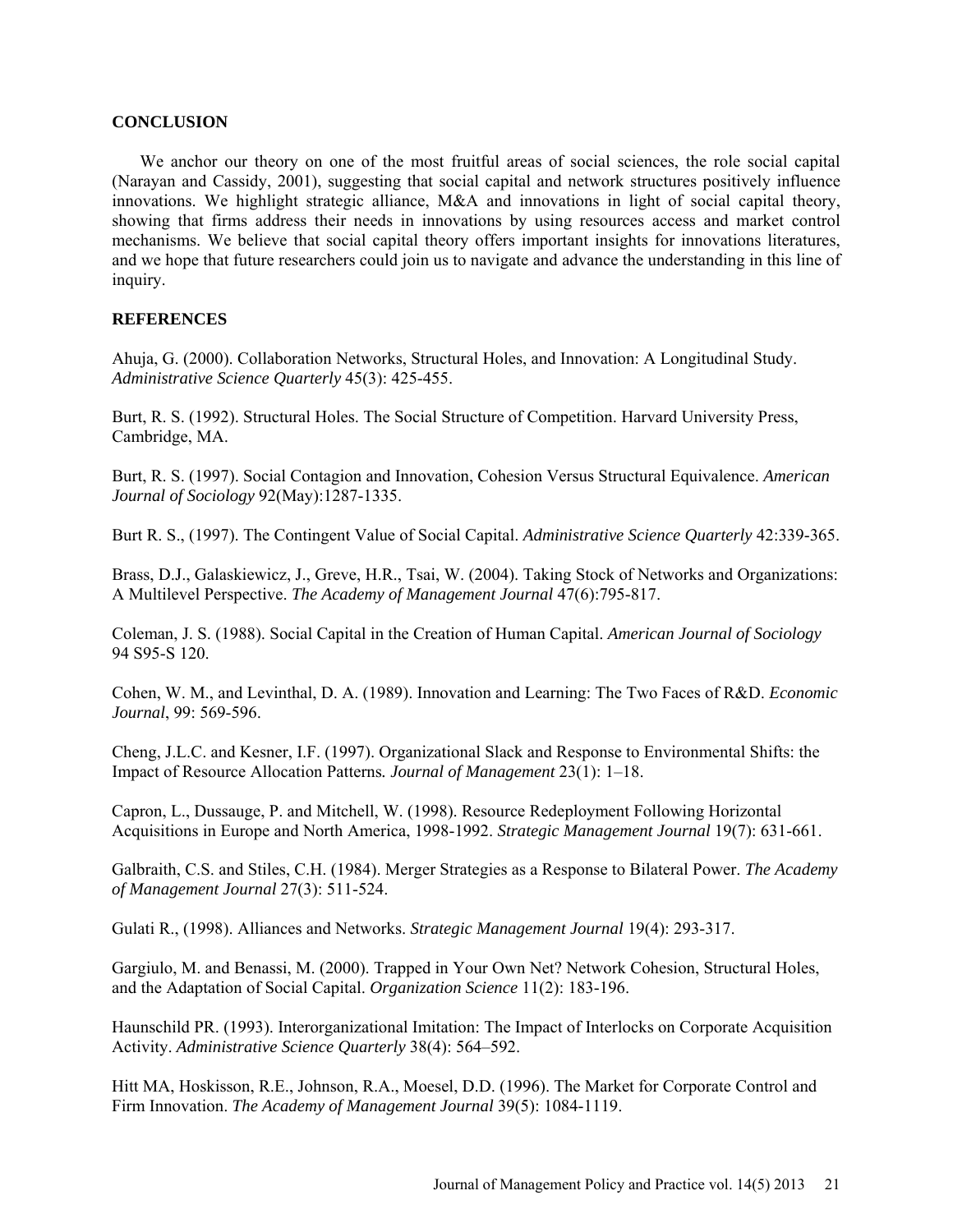## CONCLUSION

We anchor our theory on one of the most fruitful areas of social sciences, the role social capital (Narayan and Cassidy, 2001), suggesting that social capital and network structures positively influence innovations. We highlight strategic alliance, M&A and innovations in light of social capital theory, showing that firms address their needs in innovations by using resources access and market control mechanisms. We believe that social capital theory offers important insights for innovations literatures, and we hope that future researchers could join us to navigate and advance the understanding in this line of inquiry.

## REFERENCES

Ahuja, G. (2000). Collaboration Networks, Structural Holes, and Innovation: A Longitudinal Study. *Administrative Science Quarterly* 45(3): 425-455.

Burt, R. S. (1992). Structural Holes. The Social Structure of Competition. Harvard University Press, Cambridge, MA.

Burt, R. S. (1997). Social Contagion and Innovation, Cohesion Versus Structural Equivalence. *American Journal of Sociology* 92(May):1287-1335.

Burt R. S., (1997). The Contingent Value of Social Capital. *Administrative Science Quarterly* 42:339-365.

Brass, D.J., Galaskiewicz, J., Greve, H.R., Tsai, W. (2004). Taking Stock of Networks and Organizations: A Multilevel Perspective. *The Academy of Management Journal* 47(6):795-817.

Coleman, J. S. (1988). Social Capital in the Creation of Human Capital. *American Journal of Sociology* 94 S95-S 120.

Cohen, W. M., and Levinthal, D. A. (1989). Innovation and Learning: The Two Faces of R&D. *Economic Journal*, 99: 569-596.

Cheng, J.L.C. and Kesner, I.F. (1997). Organizational Slack and Response to Environmental Shifts: the Impact of Resource Allocation Patterns*.* *Journal of Management* 23(1): 1–18.

Capron, L., Dussauge, P. and Mitchell, W. (1998). Resource Redeployment Following Horizontal Acquisitions in Europe and North America, 1998-1992. *Strategic Management Journal* 19(7): 631-661.

Galbraith, C.S. and Stiles, C.H. (1984). Merger Strategies as a Response to Bilateral Power. *The Academy of Management Journal* 27(3): 511-524.

Gulati R., (1998). Alliances and Networks. *Strategic Management Journal* 19(4): 293-317.

Gargiulo, M. and Benassi, M. (2000). Trapped in Your Own Net? Network Cohesion, Structural Holes, and the Adaptation of Social Capital. *Organization Science* 11(2): 183-196.

Haunschild PR. (1993). Interorganizational Imitation: The Impact of Interlocks on Corporate Acquisition Activity. *Administrative Science Quarterly* 38(4): 564–592.

Hitt MA, Hoskisson, R.E., Johnson, R.A., Moesel, D.D. (1996). The Market for Corporate Control and Firm Innovation. *The Academy of Management Journal* 39(5): 1084-1119.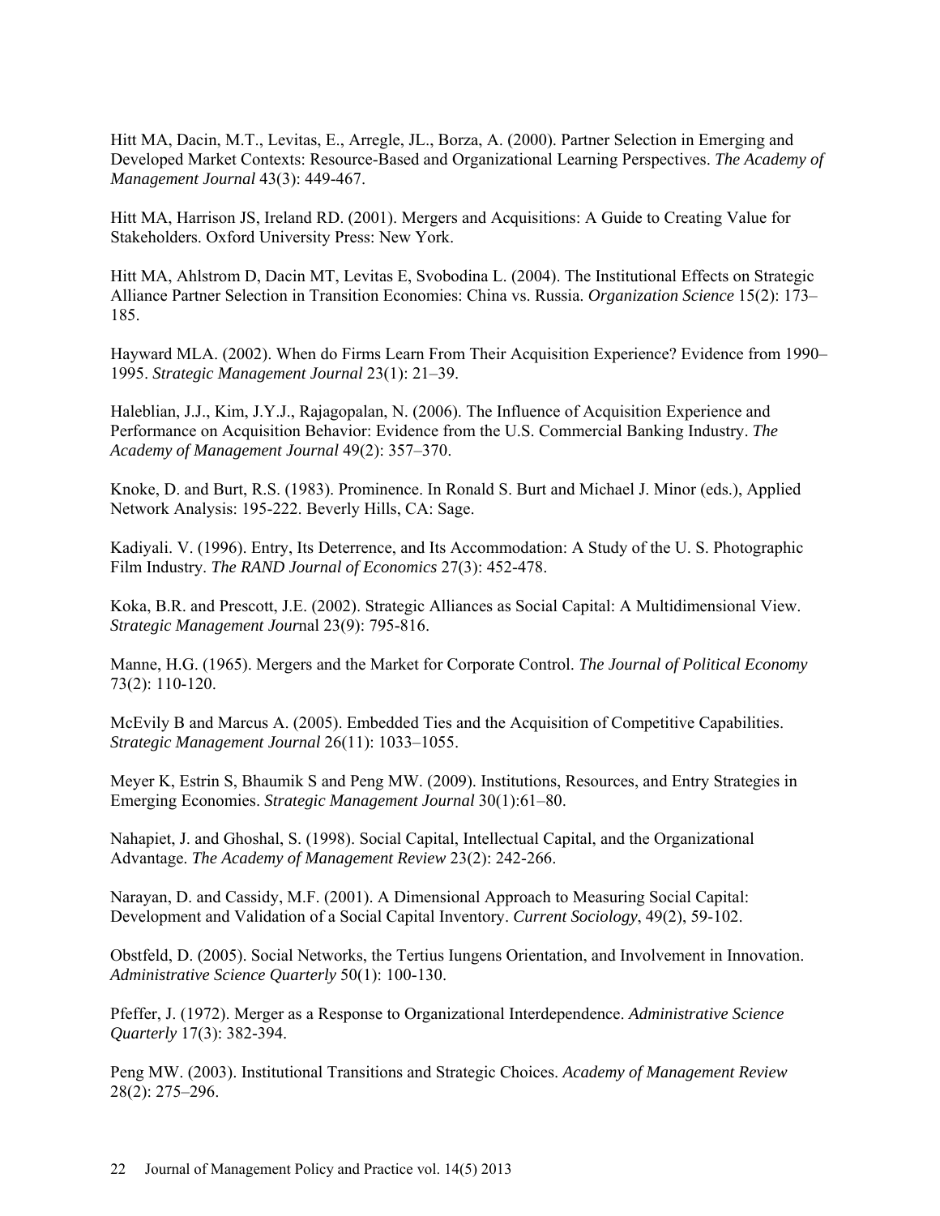Hitt MA, Dacin, M.T., Levitas, E., Arregle, JL., Borza, A. (2000). Partner Selection in Emerging and Developed Market Contexts: Resource-Based and Organizational Learning Perspectives. *The Academy of Management Journal* 43(3): 449-467.

Hitt MA, Harrison JS, Ireland RD. (2001). Mergers and Acquisitions: A Guide to Creating Value for Stakeholders. Oxford University Press: New York.

Hitt MA, Ahlstrom D, Dacin MT, Levitas E, Svobodina L. (2004). The Institutional Effects on Strategic Alliance Partner Selection in Transition Economies: China vs. Russia. *Organization Science* 15(2): 173–185.

Hayward MLA. (2002). When do Firms Learn From Their Acquisition Experience? Evidence from 1990–1995. *Strategic Management Journal* 23(1): 21–39.

Haleblian, J.J., Kim, J.Y.J., Rajagopalan, N. (2006). The Influence of Acquisition Experience and Performance on Acquisition Behavior: Evidence from the U.S. Commercial Banking Industry. *The Academy of Management Journal* 49(2): 357–370.

Knoke, D. and Burt, R.S. (1983). Prominence. In Ronald S. Burt and Michael J. Minor (eds.), Applied Network Analysis: 195-222. Beverly Hills, CA: Sage.

Kadiyali. V. (1996). Entry, Its Deterrence, and Its Accommodation: A Study of the U. S. Photographic Film Industry. *The RAND Journal of Economics* 27(3): 452-478.

Koka, B.R. and Prescott, J.E. (2002). Strategic Alliances as Social Capital: A Multidimensional View. *Strategic Management Jour*nal 23(9): 795-816.

Manne, H.G. (1965). Mergers and the Market for Corporate Control. *The Journal of Political Economy* 73(2): 110-120.

McEvily B and Marcus A. (2005). Embedded Ties and the Acquisition of Competitive Capabilities. *Strategic Management Journal* 26(11): 1033–1055.

Meyer K, Estrin S, Bhaumik S and Peng MW. (2009). Institutions, Resources, and Entry Strategies in Emerging Economies. *Strategic Management Journal* 30(1):61–80.

Nahapiet, J. and Ghoshal, S. (1998). Social Capital, Intellectual Capital, and the Organizational Advantage. *The Academy of Management Review* 23(2): 242-266.

Narayan, D. and Cassidy, M.F. (2001). A Dimensional Approach to Measuring Social Capital: Development and Validation of a Social Capital Inventory. *Current Sociology*, 49(2), 59-102.

Obstfeld, D. (2005). Social Networks, the Tertius Iungens Orientation, and Involvement in Innovation. *Administrative Science Quarterly* 50(1): 100-130.

Pfeffer, J. (1972). Merger as a Response to Organizational Interdependence. *Administrative Science Quarterly* 17(3): 382-394.

Peng MW. (2003). Institutional Transitions and Strategic Choices. *Academy of Management Review* 28(2): 275–296.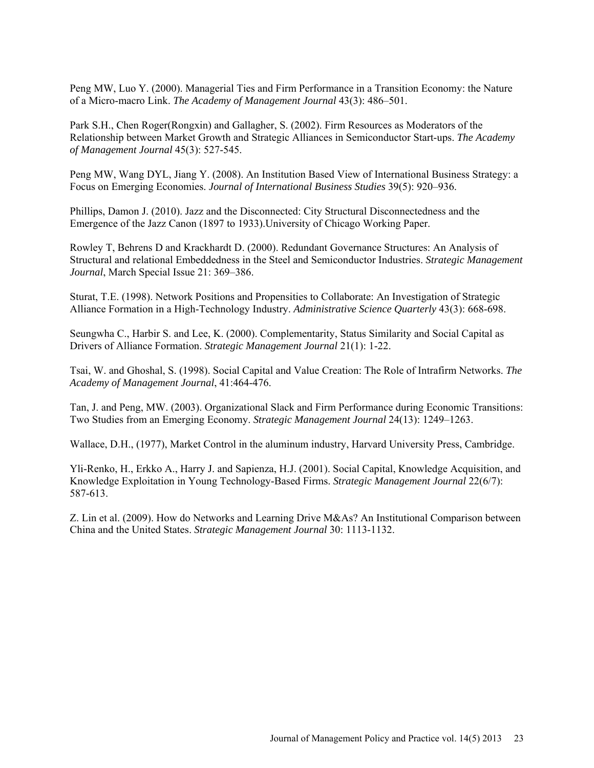Peng MW, Luo Y. (2000). Managerial Ties and Firm Performance in a Transition Economy: the Nature of a Micro-macro Link. *The Academy of Management Journal* 43(3): 486–501.

Park S.H., Chen Roger(Rongxin) and Gallagher, S. (2002). Firm Resources as Moderators of the Relationship between Market Growth and Strategic Alliances in Semiconductor Start-ups. *The Academy of Management Journal* 45(3): 527-545.

Peng MW, Wang DYL, Jiang Y. (2008). An Institution Based View of International Business Strategy: a Focus on Emerging Economies. *Journal of International Business Studies* 39(5): 920–936.

Phillips, Damon J. (2010). Jazz and the Disconnected: City Structural Disconnectedness and the Emergence of the Jazz Canon (1897 to 1933).University of Chicago Working Paper.

Rowley T, Behrens D and Krackhardt D. (2000). Redundant Governance Structures: An Analysis of Structural and relational Embeddedness in the Steel and Semiconductor Industries. *Strategic Management Journal*, March Special Issue 21: 369–386.

Sturat, T.E. (1998). Network Positions and Propensities to Collaborate: An Investigation of Strategic Alliance Formation in a High-Technology Industry. *Administrative Science Quarterly* 43(3): 668-698.

Seungwha C., Harbir S. and Lee, K. (2000). Complementarity, Status Similarity and Social Capital as Drivers of Alliance Formation. *Strategic Management Journal* 21(1): 1-22.

Tsai, W. and Ghoshal, S. (1998). Social Capital and Value Creation: The Role of Intrafirm Networks. *The Academy of Management Journal*, 41:464-476.

Tan, J. and Peng, MW. (2003). Organizational Slack and Firm Performance during Economic Transitions: Two Studies from an Emerging Economy. *Strategic Management Journal* 24(13): 1249–1263.

Wallace, D.H., (1977), Market Control in the aluminum industry, Harvard University Press, Cambridge.

Yli-Renko, H., Erkko A., Harry J. and Sapienza, H.J. (2001). Social Capital, Knowledge Acquisition, and Knowledge Exploitation in Young Technology-Based Firms. *Strategic Management Journal* 22(6/7): 587-613.

Z. Lin et al. (2009). How do Networks and Learning Drive M&As? An Institutional Comparison between China and the United States. *Strategic Management Journal* 30: 1113-1132.